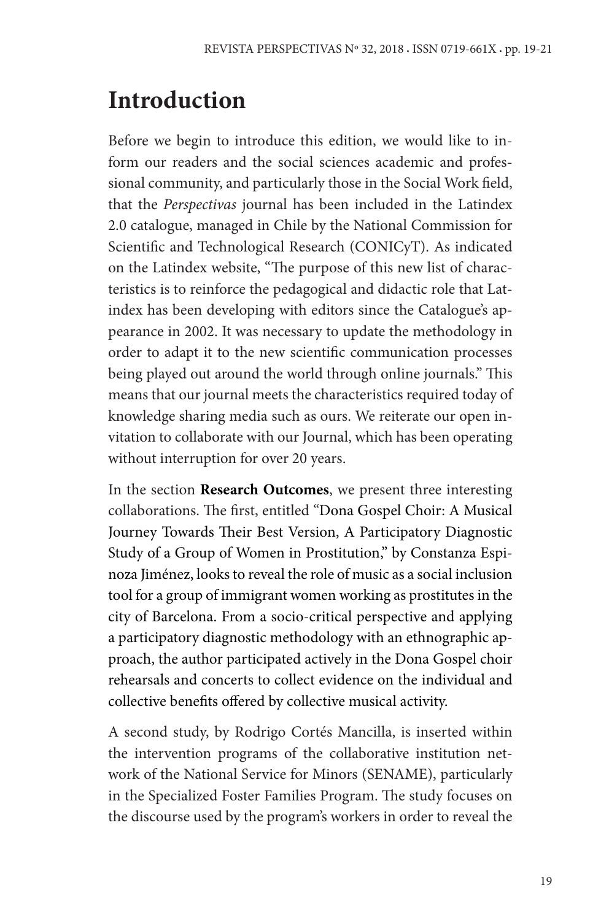# Introduction

Before we begin to introduce this edition, we would like to inform our readers and the social sciences academic and professional community, and particularly those in the Social Work field, that the *Perspectivas* journal has been included in the Latindex 2.0 catalogue, managed in Chile by the National Commission for Scientific and Technological Research (CONICyT). As indicated on the Latindex website, "The purpose of this new list of characteristics is to reinforce the pedagogical and didactic role that Latindex has been developing with editors since the Catalogue's appearance in 2002. It was necessary to update the methodology in order to adapt it to the new scientific communication processes being played out around the world through online journals." This means that our journal meets the characteristics required today of knowledge sharing media such as ours. We reiterate our open invitation to collaborate with our Journal, which has been operating without interruption for over 20 years.

In the section **Research Outcomes**, we present three interesting collaborations. The first, entitled "Dona Gospel Choir: A Musical Journey Towards Their Best Version, A Participatory Diagnostic Study of a Group of Women in Prostitution," by Constanza Espinoza Jiménez, looks to reveal the role of music as a social inclusion tool for a group of immigrant women working as prostitutes in the city of Barcelona. From a socio-critical perspective and applying a participatory diagnostic methodology with an ethnographic approach, the author participated actively in the Dona Gospel choir rehearsals and concerts to collect evidence on the individual and collective benefits offered by collective musical activity.

A second study, by Rodrigo Cortés Mancilla, is inserted within the intervention programs of the collaborative institution network of the National Service for Minors (SENAME), particularly in the Specialized Foster Families Program. The study focuses on the discourse used by the program's workers in order to reveal the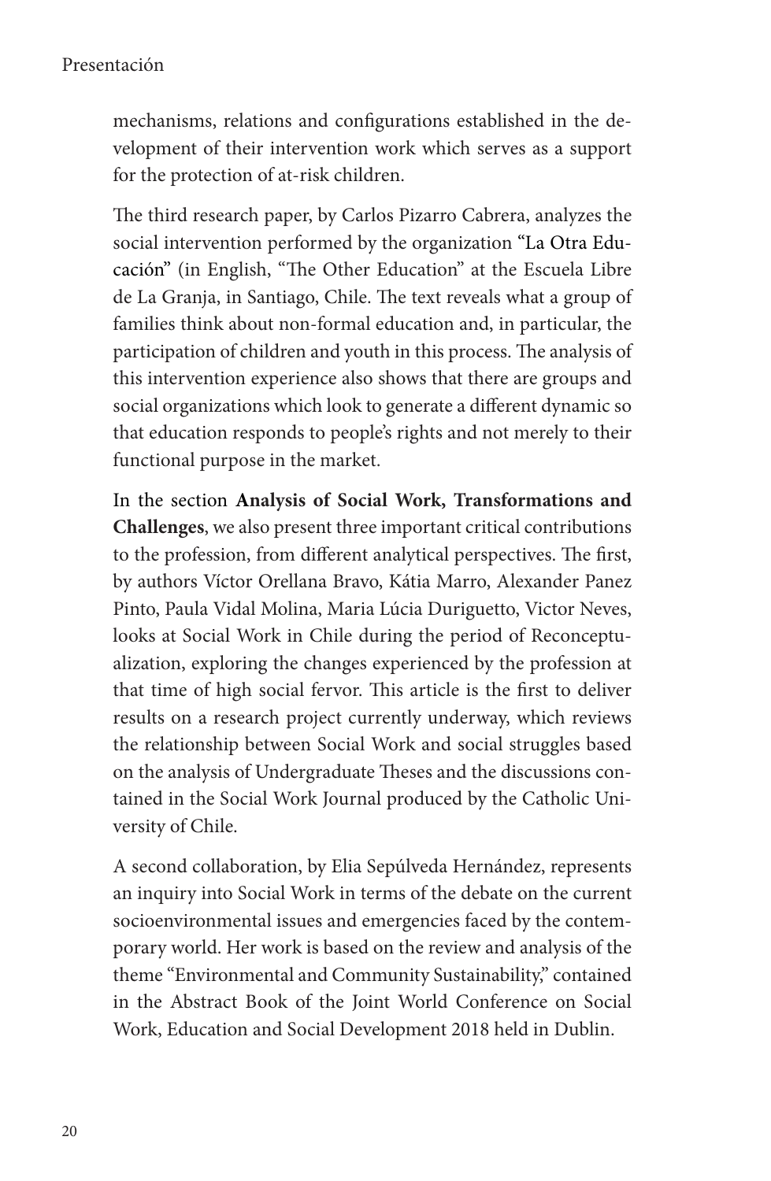mechanisms, relations and configurations established in the development of their intervention work which serves as a support for the protection of at-risk children.

The third research paper, by Carlos Pizarro Cabrera, analyzes the social intervention performed by the organization "La Otra Educación" (in English, "The Other Education" at the Escuela Libre de La Granja, in Santiago, Chile. The text reveals what a group of families think about non-formal education and, in particular, the participation of children and youth in this process. The analysis of this intervention experience also shows that there are groups and social organizations which look to generate a different dynamic so that education responds to people's rights and not merely to their functional purpose in the market.

In the section **Analysis of Social Work, Transformations and Challenges**, we also present three important critical contributions to the profession, from different analytical perspectives. The first, by authors Víctor Orellana Bravo, Kátia Marro, Alexander Panez Pinto, Paula Vidal Molina, Maria Lúcia Duriguetto, Victor Neves, looks at Social Work in Chile during the period of Reconceptualization, exploring the changes experienced by the profession at that time of high social fervor. This article is the first to deliver results on a research project currently underway, which reviews the relationship between Social Work and social struggles based on the analysis of Undergraduate Theses and the discussions contained in the Social Work Journal produced by the Catholic University of Chile.

A second collaboration, by Elia Sepúlveda Hernández, represents an inquiry into Social Work in terms of the debate on the current socioenvironmental issues and emergencies faced by the contemporary world. Her work is based on the review and analysis of the theme "Environmental and Community Sustainability," contained in the Abstract Book of the Joint World Conference on Social Work, Education and Social Development 2018 held in Dublin.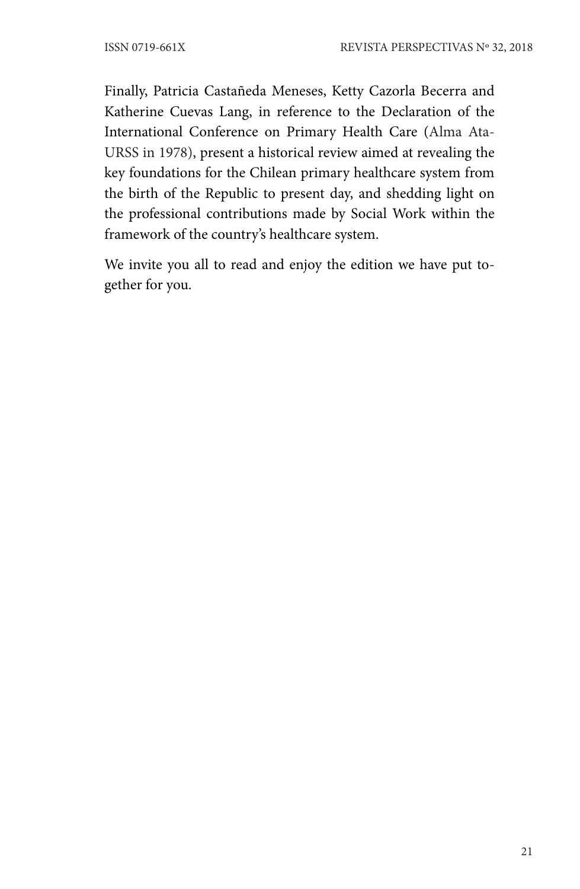Finally, Patricia Castañeda Meneses, Ketty Cazorla Becerra and Katherine Cuevas Lang, in reference to the Declaration of the International Conference on Primary Health Care (Alma Ata-URSS in 1978), present a historical review aimed at revealing the key foundations for the Chilean primary healthcare system from the birth of the Republic to present day, and shedding light on the professional contributions made by Social Work within the framework of the country's healthcare system.

We invite you all to read and enjoy the edition we have put together for you.